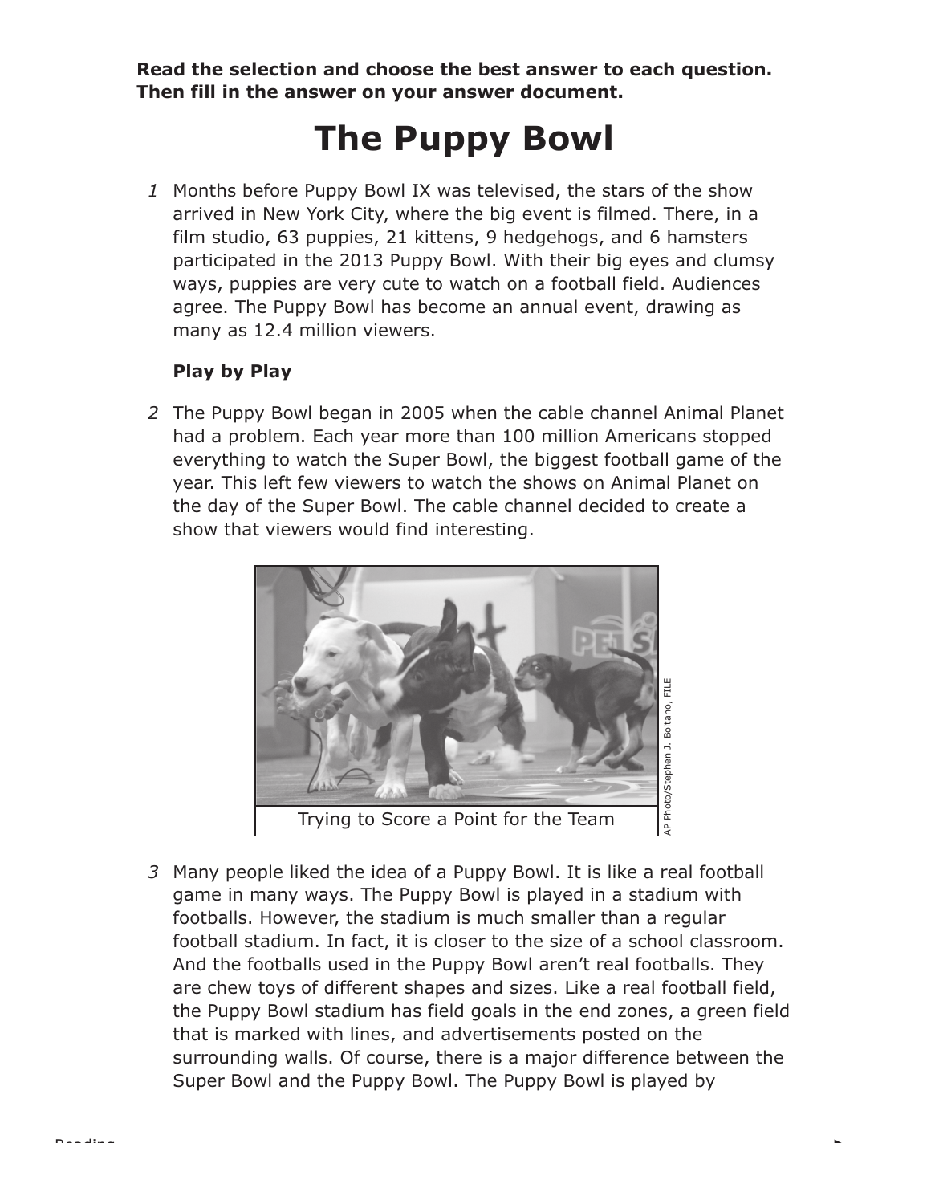**Read the selection and choose the best answer to each question. Then fill in the answer on your answer document.**

# The Puppy Bowl

1 Months before Puppy Bowl IX was televised, the stars of the show arrived in New York City, where the big event is filmed. There, in a film studio, 63 puppies, 21 kittens, 9 hedgehogs, and 6 hamsters participated in the 2013 Puppy Bowl. With their big eyes and clumsy ways, puppies are very cute to watch on a football field. Audiences agree. The Puppy Bowl has become an annual event, drawing as many as 12.4 million viewers.

**Play by Play**

2 The Puppy Bowl began in 2005 when the cable channel Animal Planet had a problem. Each year more than 100 million Americans stopped everything to watch the Super Bowl, the biggest football game of the year. This left few viewers to watch the shows on Animal Planet on the day of the Super Bowl. The cable channel decided to create a show that viewers would find interesting.

Trying to Score a Point for the Team

AP Photo/Stephen J. Boitano, FILE

3 Many people liked the idea of a Puppy Bowl. It is like a real football game in many ways. The Puppy Bowl is played in a stadium with footballs. However, the stadium is much smaller than a regular football stadium. In fact, it is closer to the size of a school classroom. And the footballs used in the Puppy Bowl aren't real footballs. They are chew toys of different shapes and sizes. Like a real football field, the Puppy Bowl stadium has field goals in the end zones, a green field that is marked with lines, and advertisements posted on the surrounding walls. Of course, there is a major difference between the Super Bowl and the Puppy Bowl. The Puppy Bowl is played by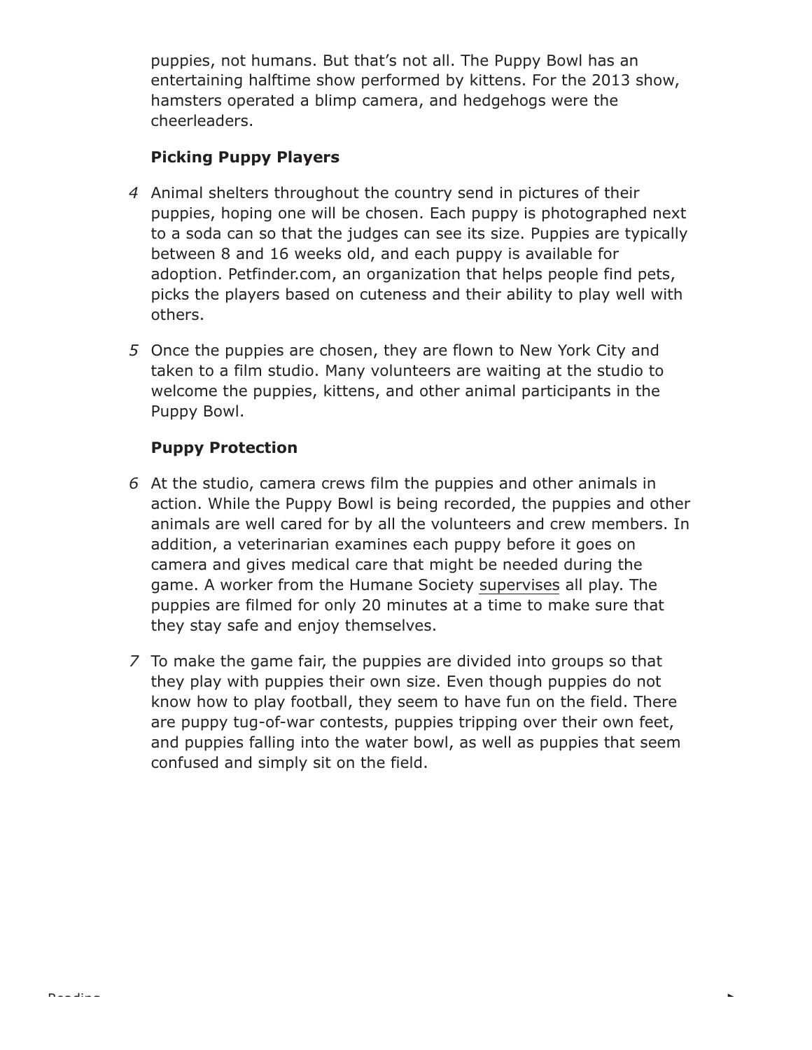puppies, not humans. But that's not all. The Puppy Bowl has an entertaining halftime show performed by kittens. For the 2013 show, hamsters operated a blimp camera, and hedgehogs were the cheerleaders.

**Picking Puppy Players**

4 Animal shelters throughout the country send in pictures of their puppies, hoping one will be chosen. Each puppy is photographed next to a soda can so that the judges can see its size. Puppies are typically between 8 and 16 weeks old, and each puppy is available for adoption. Petfinder.com, an organization that helps people find pets, picks the players based on cuteness and their ability to play well with others.

5 Once the puppies are chosen, they are flown to New York City and taken to a film studio. Many volunteers are waiting at the studio to welcome the puppies, kittens, and other animal participants in the Puppy Bowl.

**Puppy Protection**

6 At the studio, camera crews film the puppies and other animals in action. While the Puppy Bowl is being recorded, the puppies and other animals are well cared for by all the volunteers and crew members. In addition, a veterinarian examines each puppy before it goes on camera and gives medical care that might be needed during the game. A worker from the Humane Society supervises all play. The puppies are filmed for only 20 minutes at a time to make sure that they stay safe and enjoy themselves.

7 To make the game fair, the puppies are divided into groups so that they play with puppies their own size. Even though puppies do not know how to play football, they seem to have fun on the field. There are puppy tug-of-war contests, puppies tripping over their own feet, and puppies falling into the water bowl, as well as puppies that seem confused and simply sit on the field.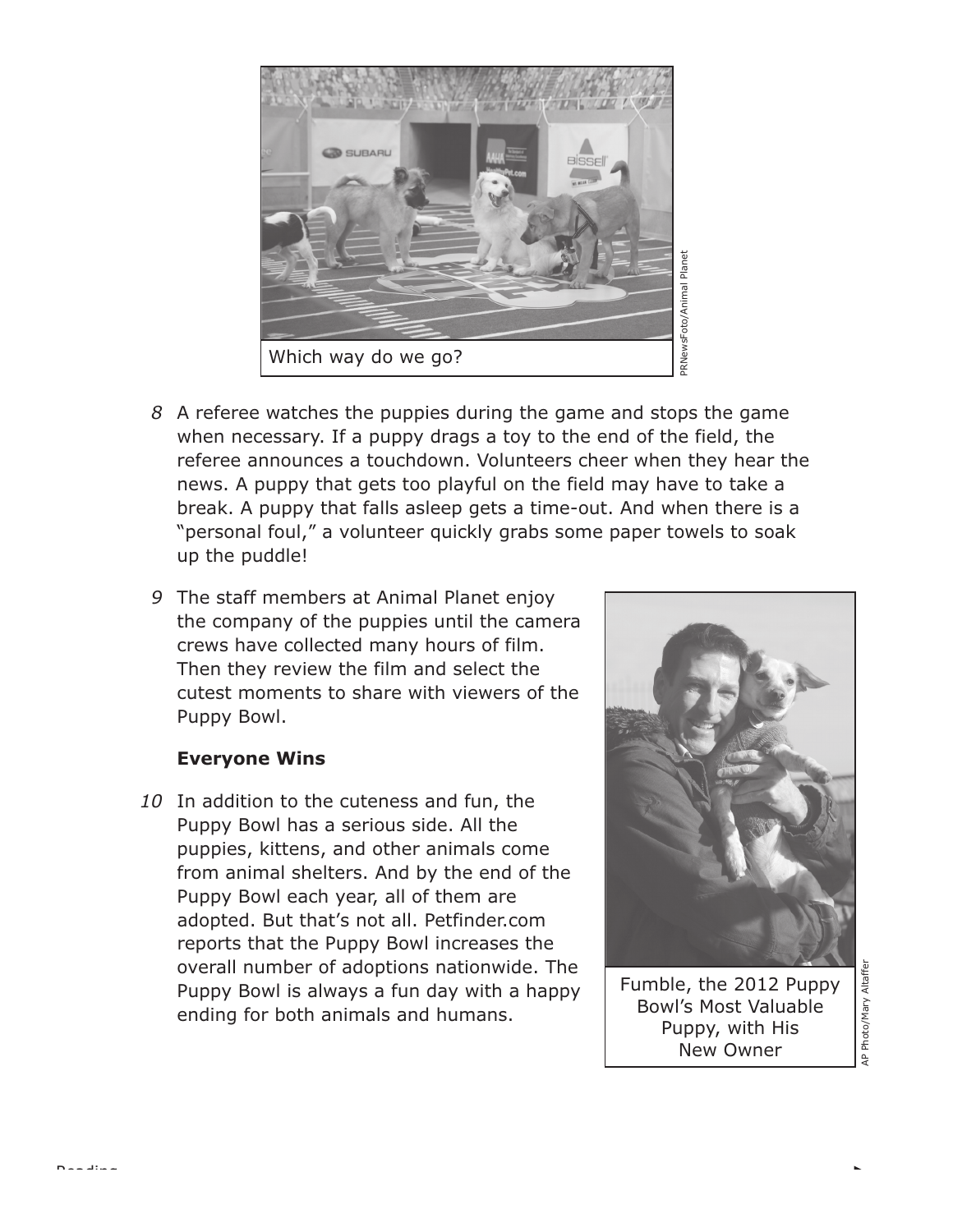Which way do we go?

PRNewsFoto/Animal Planet

8 A referee watches the puppies during the game and stops the game when necessary. If a puppy drags a toy to the end of the field, the referee announces a touchdown. Volunteers cheer when they hear the news. A puppy that gets too playful on the field may have to take a break. A puppy that falls asleep gets a time-out. And when there is a "personal foul," a volunteer quickly grabs some paper towels to soak up the puddle!

9 The staff members at Animal Planet enjoy the company of the puppies until the camera crews have collected many hours of film. Then they review the film and select the cutest moments to share with viewers of the Puppy Bowl.

**Everyone Wins**

10 In addition to the cuteness and fun, the Puppy Bowl has a serious side. All the puppies, kittens, and other animals come from animal shelters. And by the end of the Puppy Bowl each year, all of them are adopted. But that's not all. Petfinder.com reports that the Puppy Bowl increases the overall number of adoptions nationwide. The Puppy Bowl is always a fun day with a happy ending for both animals and humans.

Fumble, the 2012 Puppy Bowl's Most Valuable Puppy, with His New Owner

AP Photo/Mary Altaffer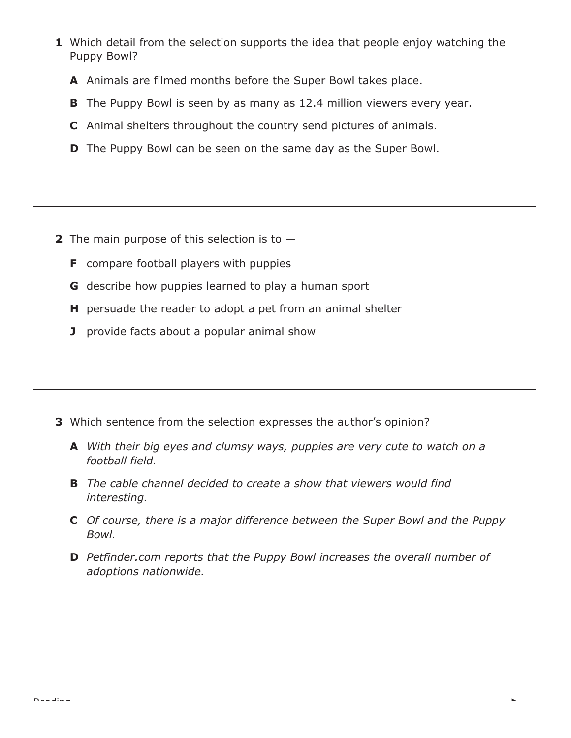**1** Which detail from the selection supports the idea that people enjoy watching the Puppy Bowl?

**A** Animals are filmed months before the Super Bowl takes place.

**B** The Puppy Bowl is seen by as many as 12.4 million viewers every year.

**C** Animal shelters throughout the country send pictures of animals.

**D** The Puppy Bowl can be seen on the same day as the Super Bowl.

---

**2** The main purpose of this selection is to —

**F** compare football players with puppies

**G** describe how puppies learned to play a human sport

**H** persuade the reader to adopt a pet from an animal shelter

**J** provide facts about a popular animal show

---

**3** Which sentence from the selection expresses the author's opinion?

**A** *With their big eyes and clumsy ways, puppies are very cute to watch on a football field.*

**B** *The cable channel decided to create a show that viewers would find interesting.*

**C** *Of course, there is a major difference between the Super Bowl and the Puppy Bowl.*

**D** *Petfinder.com reports that the Puppy Bowl increases the overall number of adoptions nationwide.*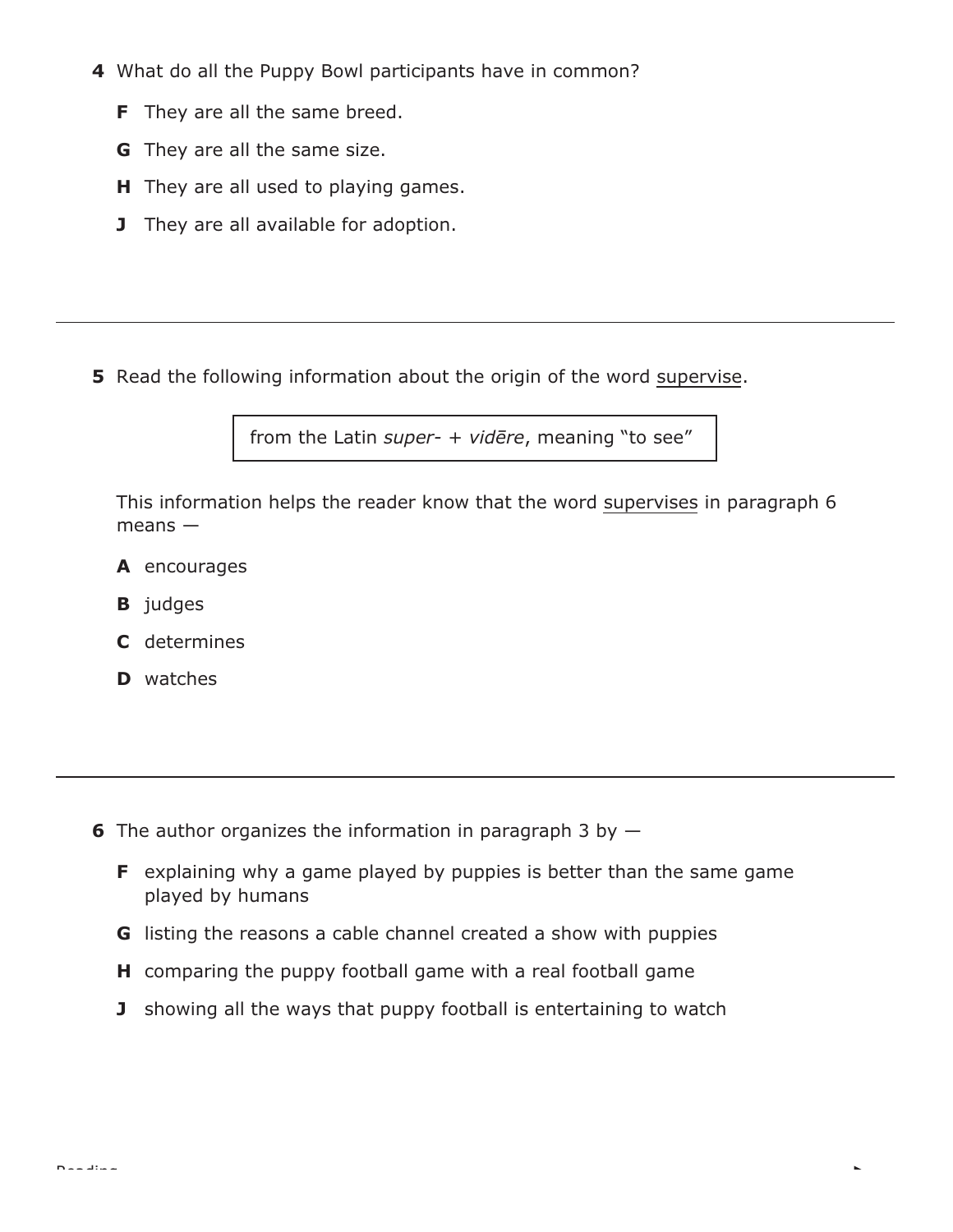**4** What do all the Puppy Bowl participants have in common?

**F** They are all the same breed.

**G** They are all the same size.

**H** They are all used to playing games.

**J** They are all available for adoption.

---

**5** Read the following information about the origin of the word <u>supervise</u>.

| from the Latin *super-* + *vidēre*, meaning "to see" |
|---|

This information helps the reader know that the word <u>supervises</u> in paragraph 6 means —

**A** encourages

**B** judges

**C** determines

**D** watches

---

**6** The author organizes the information in paragraph 3 by —

**F** explaining why a game played by puppies is better than the same game played by humans

**G** listing the reasons a cable channel created a show with puppies

**H** comparing the puppy football game with a real football game

**J** showing all the ways that puppy football is entertaining to watch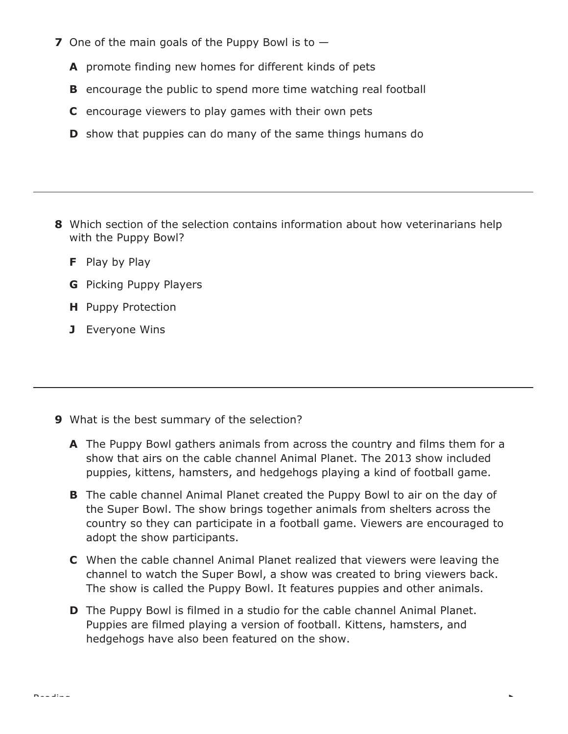**7** One of the main goals of the Puppy Bowl is to —

**A** promote finding new homes for different kinds of pets

**B** encourage the public to spend more time watching real football

**C** encourage viewers to play games with their own pets

**D** show that puppies can do many of the same things humans do

---

**8** Which section of the selection contains information about how veterinarians help with the Puppy Bowl?

**F** Play by Play

**G** Picking Puppy Players

**H** Puppy Protection

**J** Everyone Wins

---

**9** What is the best summary of the selection?

**A** The Puppy Bowl gathers animals from across the country and films them for a show that airs on the cable channel Animal Planet. The 2013 show included puppies, kittens, hamsters, and hedgehogs playing a kind of football game.

**B** The cable channel Animal Planet created the Puppy Bowl to air on the day of the Super Bowl. The show brings together animals from shelters across the country so they can participate in a football game. Viewers are encouraged to adopt the show participants.

**C** When the cable channel Animal Planet realized that viewers were leaving the channel to watch the Super Bowl, a show was created to bring viewers back. The show is called the Puppy Bowl. It features puppies and other animals.

**D** The Puppy Bowl is filmed in a studio for the cable channel Animal Planet. Puppies are filmed playing a version of football. Kittens, hamsters, and hedgehogs have also been featured on the show.